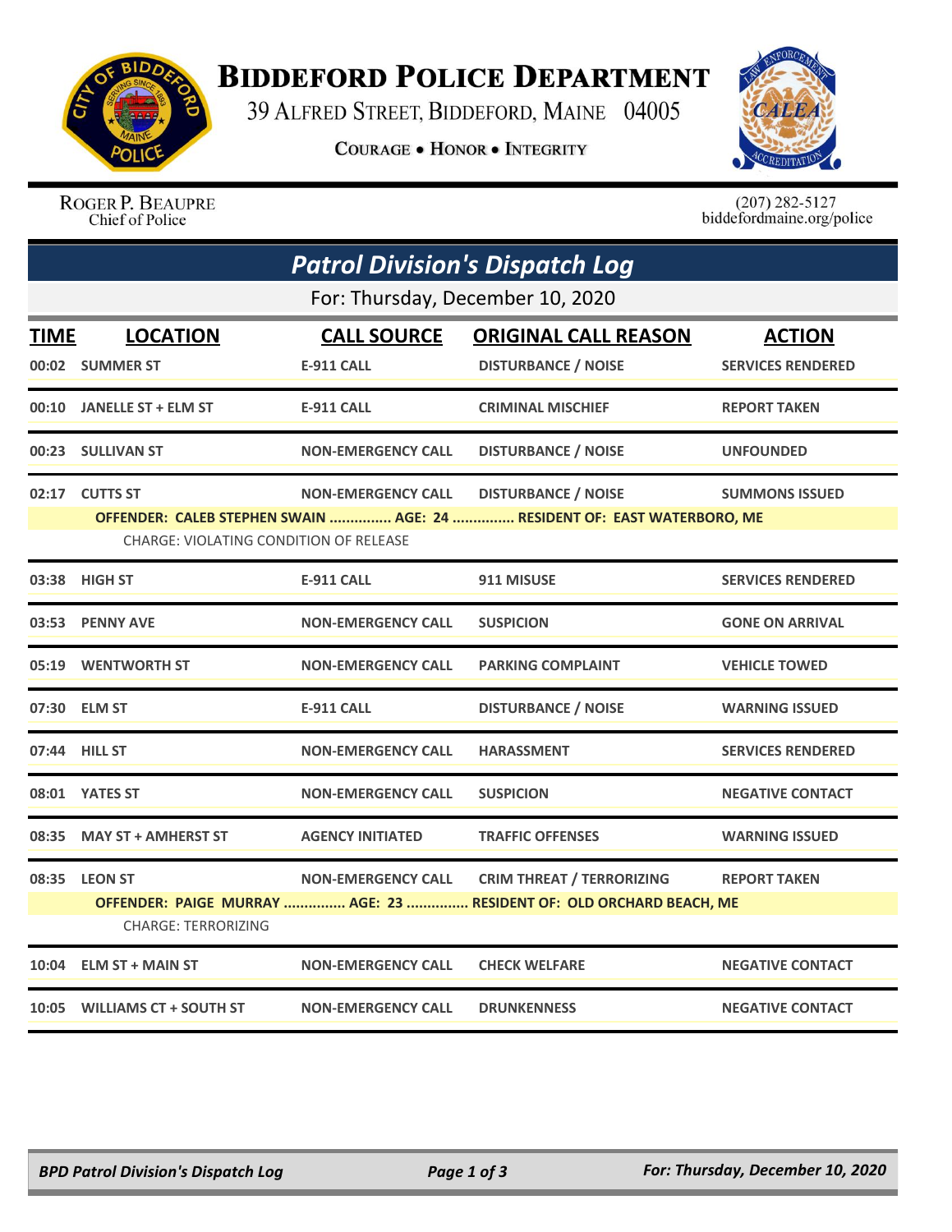# Biddeford Police Department

39 Alfred Street, Biddeford, Maine 04005

Courage • Honor • Integrity

Roger P. Beaupre
Chief of Police

(207) 282-5127
biddefordmaine.org/police

## Patrol Division's Dispatch Log

For: Thursday, December 10, 2020

| TIME | LOCATION | CALL SOURCE | ORIGINAL CALL REASON | ACTION |
|---|---|---|---|---|
| 00:02 | SUMMER ST | E-911 CALL | DISTURBANCE / NOISE | SERVICES RENDERED |
| 00:10 | JANELLE ST + ELM ST | E-911 CALL | CRIMINAL MISCHIEF | REPORT TAKEN |
| 00:23 | SULLIVAN ST | NON-EMERGENCY CALL | DISTURBANCE / NOISE | UNFOUNDED |
| 02:17 | CUTTS ST | NON-EMERGENCY CALL | DISTURBANCE / NOISE | SUMMONS ISSUED |
| | OFFENDER: CALEB STEPHEN SWAIN ............... AGE: 24 ............... RESIDENT OF: EAST WATERBORO, ME<br>CHARGE: VIOLATING CONDITION OF RELEASE | | | |
| 03:38 | HIGH ST | E-911 CALL | 911 MISUSE | SERVICES RENDERED |
| 03:53 | PENNY AVE | NON-EMERGENCY CALL | SUSPICION | GONE ON ARRIVAL |
| 05:19 | WENTWORTH ST | NON-EMERGENCY CALL | PARKING COMPLAINT | VEHICLE TOWED |
| 07:30 | ELM ST | E-911 CALL | DISTURBANCE / NOISE | WARNING ISSUED |
| 07:44 | HILL ST | NON-EMERGENCY CALL | HARASSMENT | SERVICES RENDERED |
| 08:01 | YATES ST | NON-EMERGENCY CALL | SUSPICION | NEGATIVE CONTACT |
| 08:35 | MAY ST + AMHERST ST | AGENCY INITIATED | TRAFFIC OFFENSES | WARNING ISSUED |
| 08:35 | LEON ST | NON-EMERGENCY CALL | CRIM THREAT / TERRORIZING | REPORT TAKEN |
| | OFFENDER: PAIGE MURRAY ............... AGE: 23 ............... RESIDENT OF: OLD ORCHARD BEACH, ME<br>CHARGE: TERRORIZING | | | |
| 10:04 | ELM ST + MAIN ST | NON-EMERGENCY CALL | CHECK WELFARE | NEGATIVE CONTACT |
| 10:05 | WILLIAMS CT + SOUTH ST | NON-EMERGENCY CALL | DRUNKENNESS | NEGATIVE CONTACT |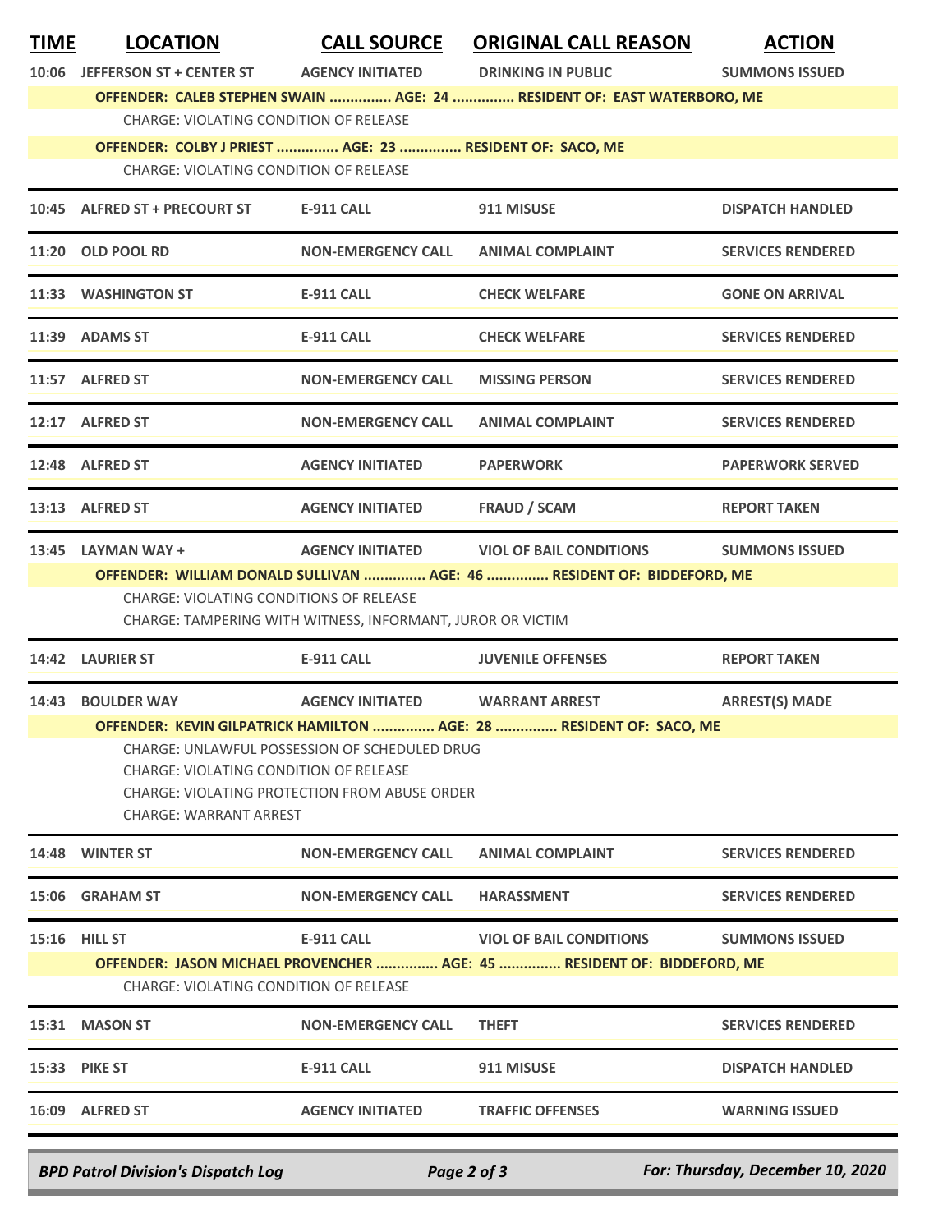| TIME | LOCATION | CALL SOURCE | ORIGINAL CALL REASON | ACTION |
|---|---|---|---|---|
| 10:06 | JEFFERSON ST + CENTER ST | AGENCY INITIATED | DRINKING IN PUBLIC | SUMMONS ISSUED |
| | **OFFENDER: CALEB STEPHEN SWAIN ............... AGE: 24 ............... RESIDENT OF: EAST WATERBORO, ME** | | | |
| | CHARGE: VIOLATING CONDITION OF RELEASE | | | |
| | **OFFENDER: COLBY J PRIEST ............... AGE: 23 ............... RESIDENT OF: SACO, ME** | | | |
| | CHARGE: VIOLATING CONDITION OF RELEASE | | | |
| 10:45 | ALFRED ST + PRECOURT ST | E-911 CALL | 911 MISUSE | DISPATCH HANDLED |
| 11:20 | OLD POOL RD | NON-EMERGENCY CALL | ANIMAL COMPLAINT | SERVICES RENDERED |
| 11:33 | WASHINGTON ST | E-911 CALL | CHECK WELFARE | GONE ON ARRIVAL |
| 11:39 | ADAMS ST | E-911 CALL | CHECK WELFARE | SERVICES RENDERED |
| 11:57 | ALFRED ST | NON-EMERGENCY CALL | MISSING PERSON | SERVICES RENDERED |
| 12:17 | ALFRED ST | NON-EMERGENCY CALL | ANIMAL COMPLAINT | SERVICES RENDERED |
| 12:48 | ALFRED ST | AGENCY INITIATED | PAPERWORK | PAPERWORK SERVED |
| 13:13 | ALFRED ST | AGENCY INITIATED | FRAUD / SCAM | REPORT TAKEN |
| 13:45 | LAYMAN WAY + | AGENCY INITIATED | VIOL OF BAIL CONDITIONS | SUMMONS ISSUED |
| | **OFFENDER: WILLIAM DONALD SULLIVAN ............... AGE: 46 ............... RESIDENT OF: BIDDEFORD, ME** | | | |
| | CHARGE: VIOLATING CONDITIONS OF RELEASE | | | |
| | CHARGE: TAMPERING WITH WITNESS, INFORMANT, JUROR OR VICTIM | | | |
| 14:42 | LAURIER ST | E-911 CALL | JUVENILE OFFENSES | REPORT TAKEN |
| 14:43 | BOULDER WAY | AGENCY INITIATED | WARRANT ARREST | ARREST(S) MADE |
| | **OFFENDER: KEVIN GILPATRICK HAMILTON ............... AGE: 28 ............... RESIDENT OF: SACO, ME** | | | |
| | CHARGE: UNLAWFUL POSSESSION OF SCHEDULED DRUG | | | |
| | CHARGE: VIOLATING CONDITION OF RELEASE | | | |
| | CHARGE: VIOLATING PROTECTION FROM ABUSE ORDER | | | |
| | CHARGE: WARRANT ARREST | | | |
| 14:48 | WINTER ST | NON-EMERGENCY CALL | ANIMAL COMPLAINT | SERVICES RENDERED |
| 15:06 | GRAHAM ST | NON-EMERGENCY CALL | HARASSMENT | SERVICES RENDERED |
| 15:16 | HILL ST | E-911 CALL | VIOL OF BAIL CONDITIONS | SUMMONS ISSUED |
| | **OFFENDER: JASON MICHAEL PROVENCHER ............... AGE: 45 ............... RESIDENT OF: BIDDEFORD, ME** | | | |
| | CHARGE: VIOLATING CONDITION OF RELEASE | | | |
| 15:31 | MASON ST | NON-EMERGENCY CALL | THEFT | SERVICES RENDERED |
| 15:33 | PIKE ST | E-911 CALL | 911 MISUSE | DISPATCH HANDLED |
| 16:09 | ALFRED ST | AGENCY INITIATED | TRAFFIC OFFENSES | WARNING ISSUED |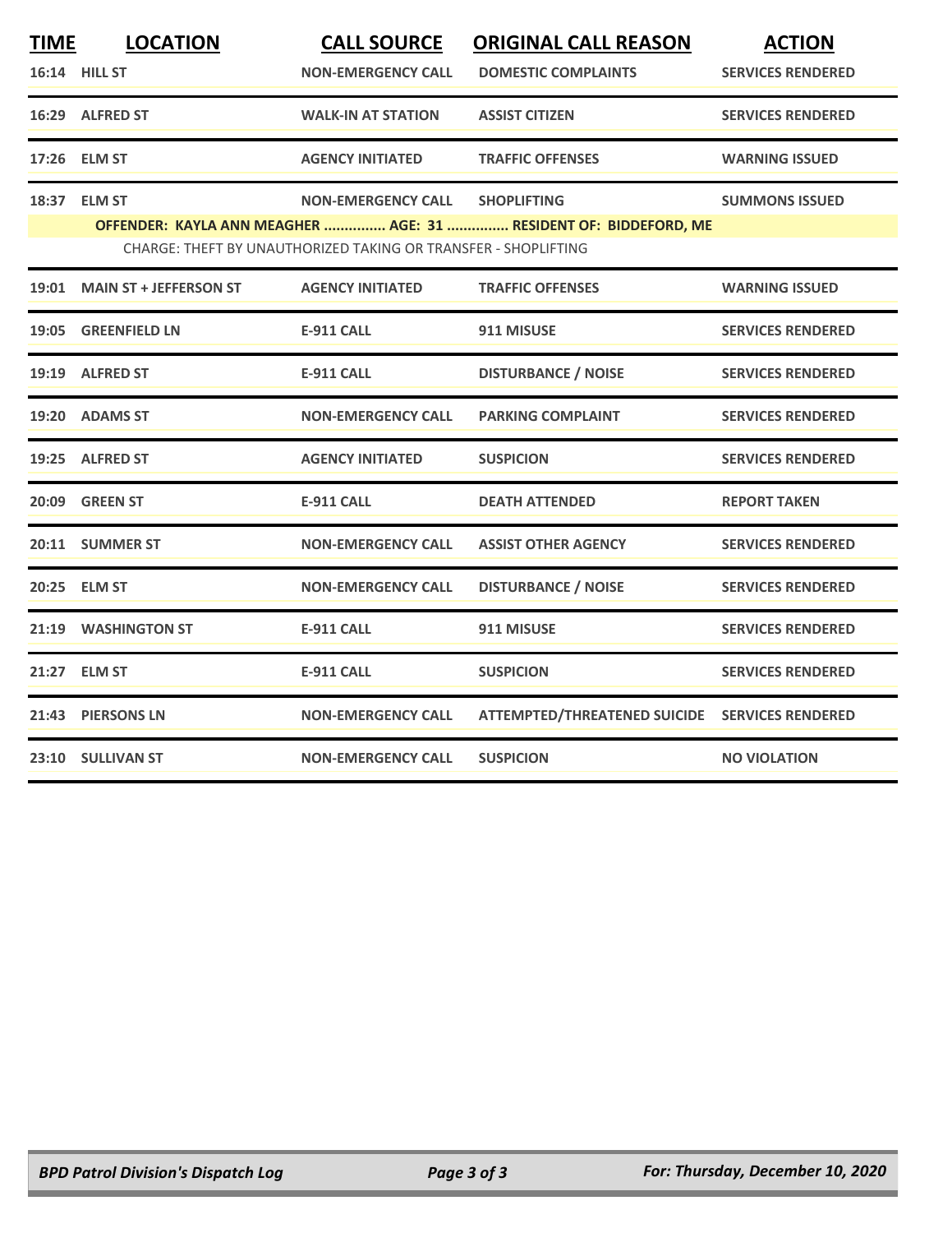| TIME | LOCATION | CALL SOURCE | ORIGINAL CALL REASON | ACTION |
|---|---|---|---|---|
| 16:14 | HILL ST | NON-EMERGENCY CALL | DOMESTIC COMPLAINTS | SERVICES RENDERED |
| 16:29 | ALFRED ST | WALK-IN AT STATION | ASSIST CITIZEN | SERVICES RENDERED |
| 17:26 | ELM ST | AGENCY INITIATED | TRAFFIC OFFENSES | WARNING ISSUED |
| 18:37 | ELM ST | NON-EMERGENCY CALL | SHOPLIFTING | SUMMONS ISSUED |
| | OFFENDER: KAYLA ANN MEAGHER ............... AGE: 31 ............... RESIDENT OF: BIDDEFORD, ME | | | |
| | CHARGE: THEFT BY UNAUTHORIZED TAKING OR TRANSFER - SHOPLIFTING | | | |
| 19:01 | MAIN ST + JEFFERSON ST | AGENCY INITIATED | TRAFFIC OFFENSES | WARNING ISSUED |
| 19:05 | GREENFIELD LN | E-911 CALL | 911 MISUSE | SERVICES RENDERED |
| 19:19 | ALFRED ST | E-911 CALL | DISTURBANCE / NOISE | SERVICES RENDERED |
| 19:20 | ADAMS ST | NON-EMERGENCY CALL | PARKING COMPLAINT | SERVICES RENDERED |
| 19:25 | ALFRED ST | AGENCY INITIATED | SUSPICION | SERVICES RENDERED |
| 20:09 | GREEN ST | E-911 CALL | DEATH ATTENDED | REPORT TAKEN |
| 20:11 | SUMMER ST | NON-EMERGENCY CALL | ASSIST OTHER AGENCY | SERVICES RENDERED |
| 20:25 | ELM ST | NON-EMERGENCY CALL | DISTURBANCE / NOISE | SERVICES RENDERED |
| 21:19 | WASHINGTON ST | E-911 CALL | 911 MISUSE | SERVICES RENDERED |
| 21:27 | ELM ST | E-911 CALL | SUSPICION | SERVICES RENDERED |
| 21:43 | PIERSONS LN | NON-EMERGENCY CALL | ATTEMPTED/THREATENED SUICIDE | SERVICES RENDERED |
| 23:10 | SULLIVAN ST | NON-EMERGENCY CALL | SUSPICION | NO VIOLATION |